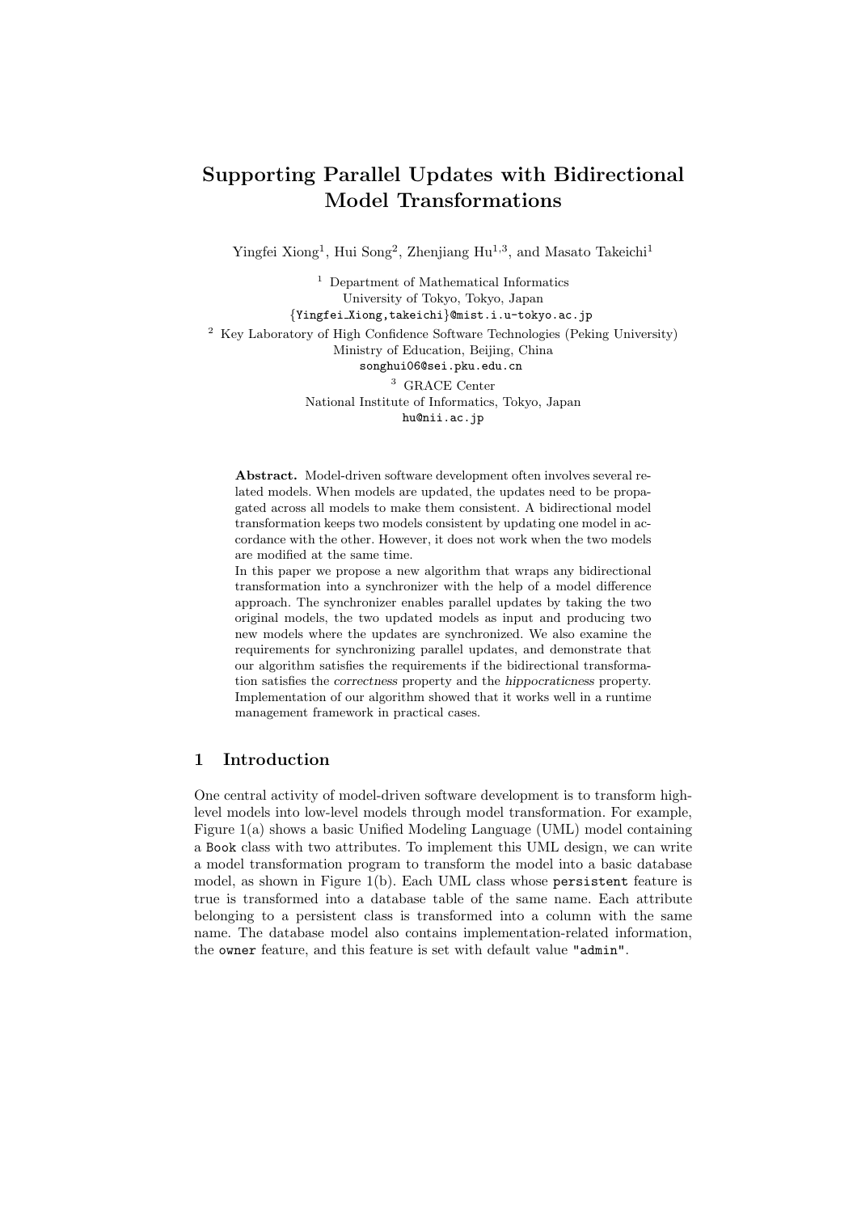# Supporting Parallel Updates with Bidirectional Model Transformations

Yingfei Xiong[1], Hui Song[2], Zhenjiang Hu[1,3], and Masato Takeichi[1]

[1] Department of Mathematical Informatics
University of Tokyo, Tokyo, Japan
{Yingfei_Xiong,takeichi}@mist.i.u-tokyo.ac.jp

[2] Key Laboratory of High Confidence Software Technologies (Peking University)
Ministry of Education, Beijing, China
songhui06@sei.pku.edu.cn

[3] GRACE Center
National Institute of Informatics, Tokyo, Japan
hu@nii.ac.jp

**Abstract.** Model-driven software development often involves several related models. When models are updated, the updates need to be propagated across all models to make them consistent. A bidirectional model transformation keeps two models consistent by updating one model in accordance with the other. However, it does not work when the two models are modified at the same time.

In this paper we propose a new algorithm that wraps any bidirectional transformation into a synchronizer with the help of a model difference approach. The synchronizer enables parallel updates by taking the two original models, the two updated models as input and producing two new models where the updates are synchronized. We also examine the requirements for synchronizing parallel updates, and demonstrate that our algorithm satisfies the requirements if the bidirectional transformation satisfies the *correctness* property and the *hippocraticness* property. Implementation of our algorithm showed that it works well in a runtime management framework in practical cases.

## 1 Introduction

One central activity of model-driven software development is to transform high-level models into low-level models through model transformation. For example, Figure 1(a) shows a basic Unified Modeling Language (UML) model containing a `Book` class with two attributes. To implement this UML design, we can write a model transformation program to transform the model into a basic database model, as shown in Figure 1(b). Each UML class whose `persistent` feature is true is transformed into a database table of the same name. Each attribute belonging to a persistent class is transformed into a column with the same name. The database model also contains implementation-related information, the `owner` feature, and this feature is set with default value `"admin"`.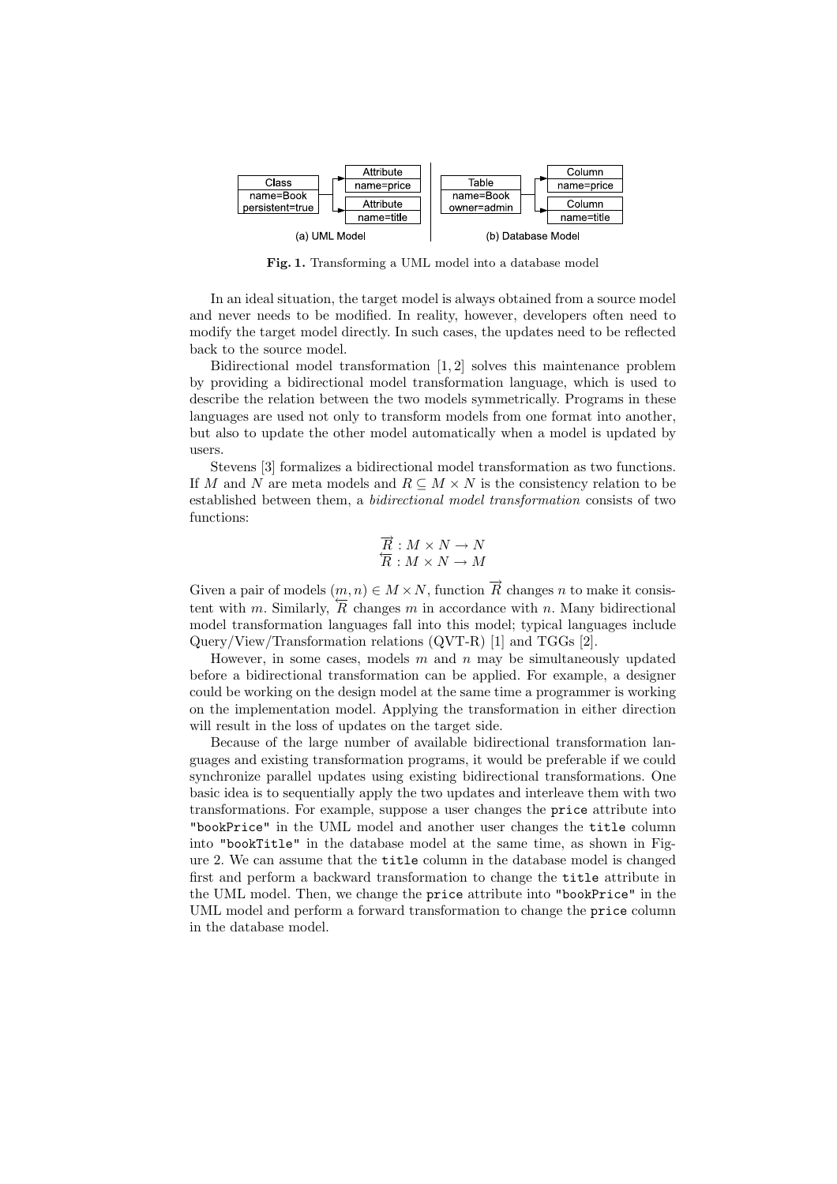Fig. 1. Transforming a UML model into a database model

In an ideal situation, the target model is always obtained from a source model and never needs to be modified. In reality, however, developers often need to modify the target model directly. In such cases, the updates need to be reflected back to the source model.

Bidirectional model transformation [1, 2] solves this maintenance problem by providing a bidirectional model transformation language, which is used to describe the relation between the two models symmetrically. Programs in these languages are used not only to transform models from one format into another, but also to update the other model automatically when a model is updated by users.

Stevens [3] formalizes a bidirectional model transformation as two functions. If $M$ and $N$ are meta models and $R \subseteq M \times N$ is the consistency relation to be established between them, a *bidirectional model transformation* consists of two functions:

$$\overrightarrow{R} : M \times N \rightarrow N$$
$$\overleftarrow{R} : M \times N \rightarrow M$$

Given a pair of models $(m, n) \in M \times N$, function $\overrightarrow{R}$ changes $n$ to make it consistent with $m$. Similarly, $\overleftarrow{R}$ changes $m$ in accordance with $n$. Many bidirectional model transformation languages fall into this model; typical languages include Query/View/Transformation relations (QVT-R) [1] and TGGs [2].

However, in some cases, models $m$ and $n$ may be simultaneously updated before a bidirectional transformation can be applied. For example, a designer could be working on the design model at the same time a programmer is working on the implementation model. Applying the transformation in either direction will result in the loss of updates on the target side.

Because of the large number of available bidirectional transformation languages and existing transformation programs, it would be preferable if we could synchronize parallel updates using existing bidirectional transformations. One basic idea is to sequentially apply the two updates and interleave them with two transformations. For example, suppose a user changes the `price` attribute into `"bookPrice"` in the UML model and another user changes the `title` column into `"bookTitle"` in the database model at the same time, as shown in Figure 2. We can assume that the `title` column in the database model is changed first and perform a backward transformation to change the `title` attribute in the UML model. Then, we change the `price` attribute into `"bookPrice"` in the UML model and perform a forward transformation to change the `price` column in the database model.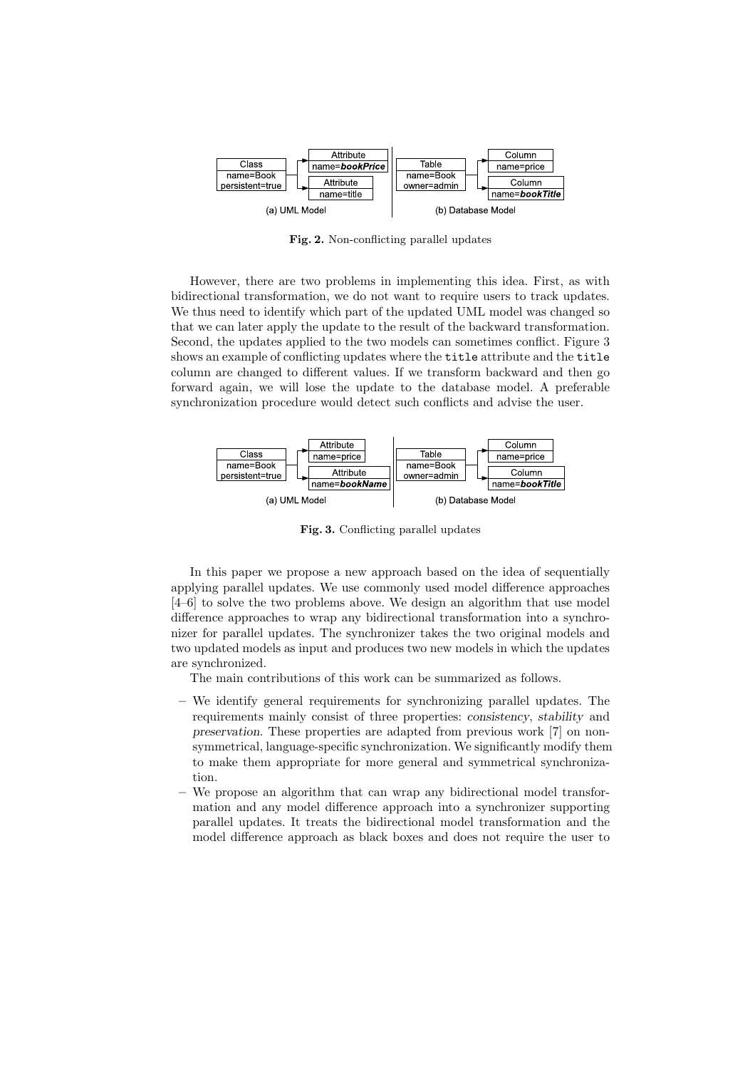Fig. 2. Non-conflicting parallel updates

However, there are two problems in implementing this idea. First, as with bidirectional transformation, we do not want to require users to track updates. We thus need to identify which part of the updated UML model was changed so that we can later apply the update to the result of the backward transformation. Second, the updates applied to the two models can sometimes conflict. Figure 3 shows an example of conflicting updates where the `title` attribute and the `title` column are changed to different values. If we transform backward and then go forward again, we will lose the update to the database model. A preferable synchronization procedure would detect such conflicts and advise the user.

Fig. 3. Conflicting parallel updates

In this paper we propose a new approach based on the idea of sequentially applying parallel updates. We use commonly used model difference approaches [4–6] to solve the two problems above. We design an algorithm that use model difference approaches to wrap any bidirectional transformation into a synchronizer for parallel updates. The synchronizer takes the two original models and two updated models as input and produces two new models in which the updates are synchronized.

The main contributions of this work can be summarized as follows.

- We identify general requirements for synchronizing parallel updates. The requirements mainly consist of three properties: *consistency*, *stability* and *preservation*. These properties are adapted from previous work [7] on non-symmetrical, language-specific synchronization. We significantly modify them to make them appropriate for more general and symmetrical synchronization.
- We propose an algorithm that can wrap any bidirectional model transformation and any model difference approach into a synchronizer supporting parallel updates. It treats the bidirectional model transformation and the model difference approach as black boxes and does not require the user to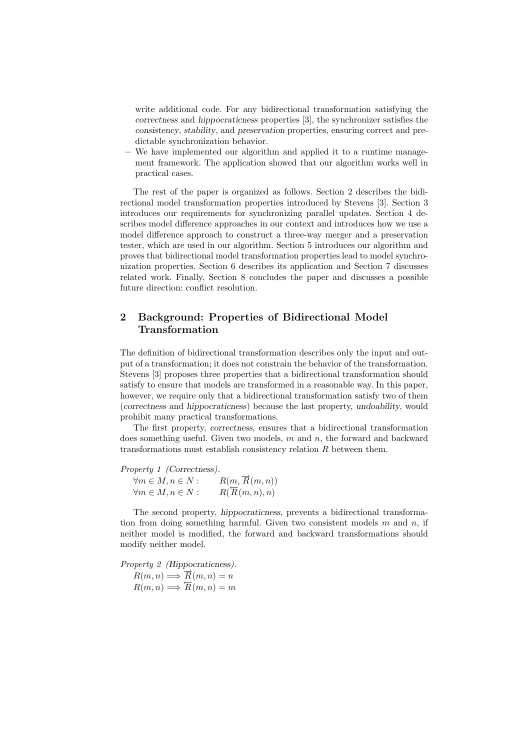write additional code. For any bidirectional transformation satisfying the *correctness* and *hippocraticness* properties [3], the synchronizer satisfies the *consistency*, *stability*, and *preservation* properties, ensuring correct and predictable synchronization behavior.

– We have implemented our algorithm and applied it to a runtime management framework. The application showed that our algorithm works well in practical cases.

The rest of the paper is organized as follows. Section 2 describes the bidirectional model transformation properties introduced by Stevens [3]. Section 3 introduces our requirements for synchronizing parallel updates. Section 4 describes model difference approaches in our context and introduces how we use a model difference approach to construct a three-way merger and a preservation tester, which are used in our algorithm. Section 5 introduces our algorithm and proves that bidirectional model transformation properties lead to model synchronization properties. Section 6 describes its application and Section 7 discusses related work. Finally, Section 8 concludes the paper and discusses a possible future direction: conflict resolution.

## 2 Background: Properties of Bidirectional Model Transformation

The definition of bidirectional transformation describes only the input and output of a transformation; it does not constrain the behavior of the transformation. Stevens [3] proposes three properties that a bidirectional transformation should satisfy to ensure that models are transformed in a reasonable way. In this paper, however, we require only that a bidirectional transformation satisfy two of them (*correctness* and *hippocraticness*) because the last property, *undoability*, would prohibit many practical transformations.

The first property, *correctness*, ensures that a bidirectional transformation does something useful. Given two models, $m$ and $n$, the forward and backward transformations must establish consistency relation $R$ between them.

*Property 1 (Correctness).*

$$\forall m \in M, n \in N : \quad R(m, \overrightarrow{R}(m, n))$$
$$\forall m \in M, n \in N : \quad R(\overleftarrow{R}(m, n), n)$$

The second property, *hippocraticness*, prevents a bidirectional transformation from doing something harmful. Given two consistent models $m$ and $n$, if neither model is modified, the forward and backward transformations should modify neither model.

*Property 2 (Hippocraticness).*

$$R(m, n) \Longrightarrow \overrightarrow{R}(m, n) = n$$
$$R(m, n) \Longrightarrow \overleftarrow{R}(m, n) = m$$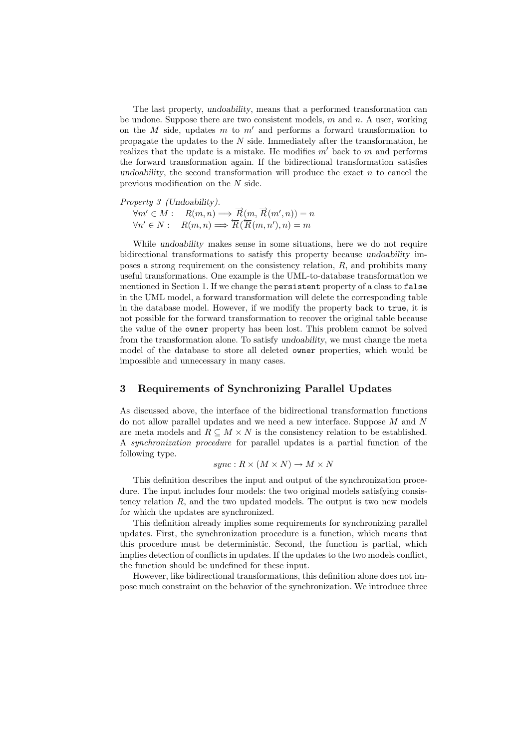The last property, *undoability*, means that a performed transformation can be undone. Suppose there are two consistent models, $m$ and $n$. A user, working on the $M$ side, updates $m$ to $m'$ and performs a forward transformation to propagate the updates to the $N$ side. Immediately after the transformation, he realizes that the update is a mistake. He modifies $m'$ back to $m$ and performs the forward transformation again. If the bidirectional transformation satisfies *undoability*, the second transformation will produce the exact $n$ to cancel the previous modification on the $N$ side.

*Property 3 (Undoability).*

$\forall m' \in M : \quad R(m, n) \Longrightarrow \overrightarrow{R}(m, \overrightarrow{R}(m', n)) = n$

$\forall n' \in N : \quad R(m, n) \Longrightarrow \overleftarrow{R}(\overleftarrow{R}(m, n'), n) = m$

While *undoability* makes sense in some situations, here we do not require bidirectional transformations to satisfy this property because *undoability* imposes a strong requirement on the consistency relation, $R$, and prohibits many useful transformations. One example is the UML-to-database transformation we mentioned in Section 1. If we change the `persistent` property of a class to `false` in the UML model, a forward transformation will delete the corresponding table in the database model. However, if we modify the property back to `true`, it is not possible for the forward transformation to recover the original table because the value of the `owner` property has been lost. This problem cannot be solved from the transformation alone. To satisfy *undoability*, we must change the meta model of the database to store all deleted `owner` properties, which would be impossible and unnecessary in many cases.

## 3 Requirements of Synchronizing Parallel Updates

As discussed above, the interface of the bidirectional transformation functions do not allow parallel updates and we need a new interface. Suppose $M$ and $N$ are meta models and $R \subseteq M \times N$ is the consistency relation to be established. A *synchronization procedure* for parallel updates is a partial function of the following type.

$$sync : R \times (M \times N) \to M \times N$$

This definition describes the input and output of the synchronization procedure. The input includes four models: the two original models satisfying consistency relation $R$, and the two updated models. The output is two new models for which the updates are synchronized.

This definition already implies some requirements for synchronizing parallel updates. First, the synchronization procedure is a function, which means that this procedure must be deterministic. Second, the function is partial, which implies detection of conflicts in updates. If the updates to the two models conflict, the function should be undefined for these input.

However, like bidirectional transformations, this definition alone does not impose much constraint on the behavior of the synchronization. We introduce three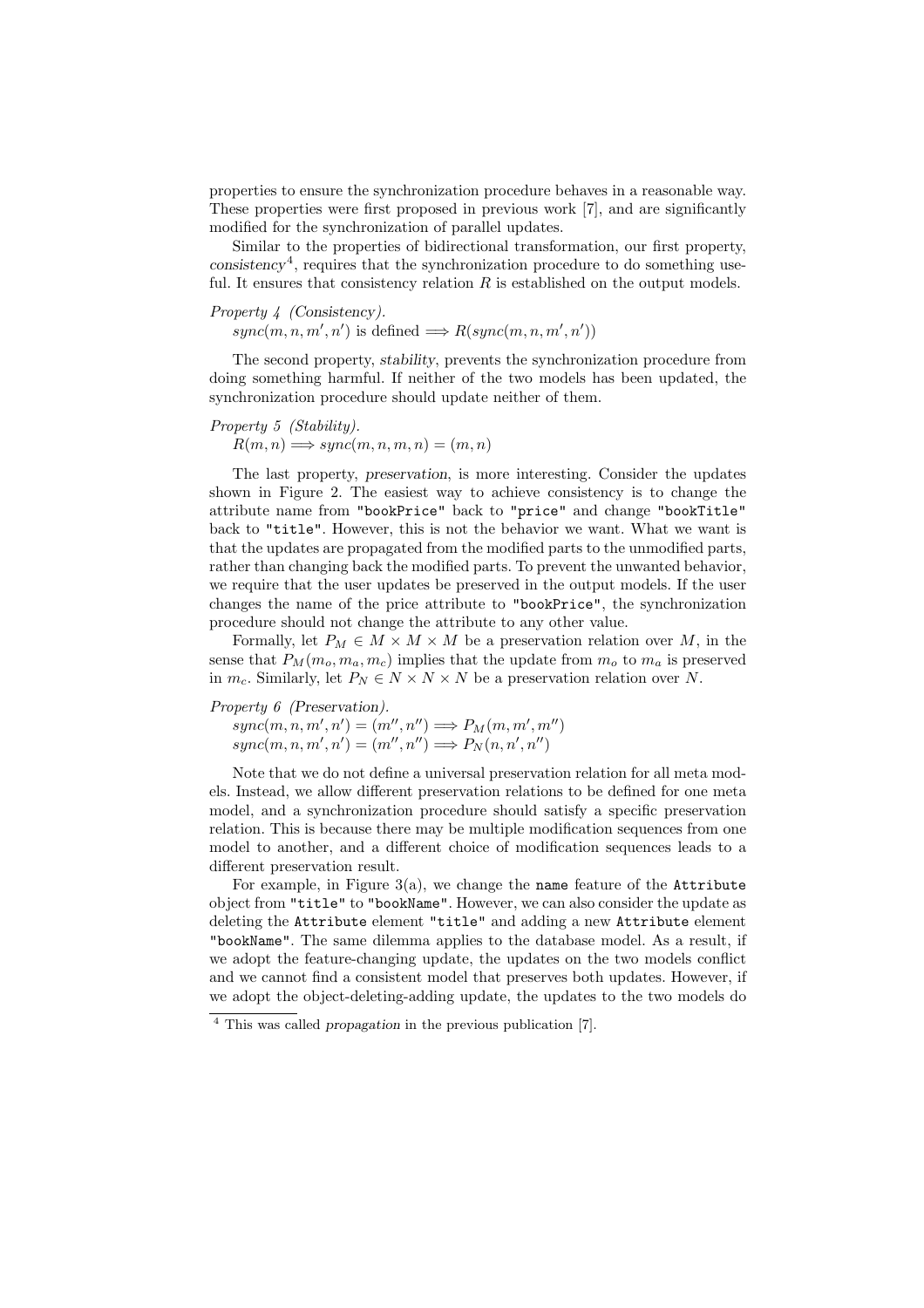properties to ensure the synchronization procedure behaves in a reasonable way. These properties were first proposed in previous work [7], and are significantly modified for the synchronization of parallel updates.

Similar to the properties of bidirectional transformation, our first property, *consistency*[4], requires that the synchronization procedure to do something useful. It ensures that consistency relation $R$ is established on the output models.

*Property 4 (Consistency).*
$sync(m, n, m', n')$ is defined $\Longrightarrow R(sync(m, n, m', n'))$

The second property, *stability*, prevents the synchronization procedure from doing something harmful. If neither of the two models has been updated, the synchronization procedure should update neither of them.

*Property 5 (Stability).*
$R(m, n) \Longrightarrow sync(m, n, m, n) = (m, n)$

The last property, *preservation*, is more interesting. Consider the updates shown in Figure 2. The easiest way to achieve consistency is to change the attribute name from `"bookPrice"` back to `"price"` and change `"bookTitle"` back to `"title"`. However, this is not the behavior we want. What we want is that the updates are propagated from the modified parts to the unmodified parts, rather than changing back the modified parts. To prevent the unwanted behavior, we require that the user updates be preserved in the output models. If the user changes the name of the price attribute to `"bookPrice"`, the synchronization procedure should not change the attribute to any other value.

Formally, let $P_M \in M \times M \times M$ be a preservation relation over $M$, in the sense that $P_M(m_o, m_a, m_c)$ implies that the update from $m_o$ to $m_a$ is preserved in $m_c$. Similarly, let $P_N \in N \times N \times N$ be a preservation relation over $N$.

*Property 6 (Preservation).*
$sync(m, n, m', n') = (m'', n'') \Longrightarrow P_M(m, m', m'')$
$sync(m, n, m', n') = (m'', n'') \Longrightarrow P_N(n, n', n'')$

Note that we do not define a universal preservation relation for all meta models. Instead, we allow different preservation relations to be defined for one meta model, and a synchronization procedure should satisfy a specific preservation relation. This is because there may be multiple modification sequences from one model to another, and a different choice of modification sequences leads to a different preservation result.

For example, in Figure 3(a), we change the `name` feature of the `Attribute` object from `"title"` to `"bookName"`. However, we can also consider the update as deleting the `Attribute` element `"title"` and adding a new `Attribute` element `"bookName"`. The same dilemma applies to the database model. As a result, if we adopt the feature-changing update, the updates on the two models conflict and we cannot find a consistent model that preserves both updates. However, if we adopt the object-deleting-adding update, the updates to the two models do

[4] This was called *propagation* in the previous publication [7].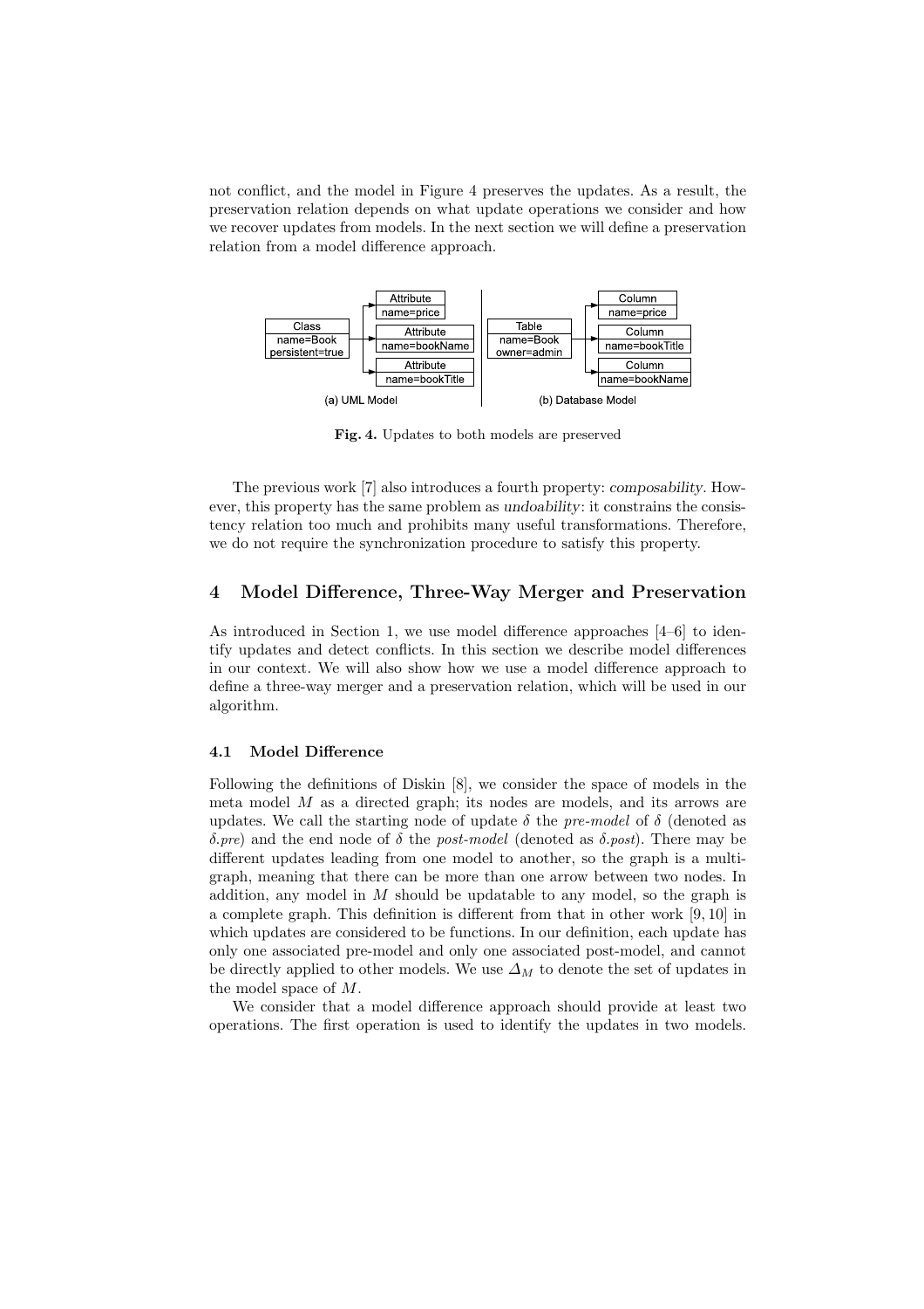not conflict, and the model in Figure 4 preserves the updates. As a result, the preservation relation depends on what update operations we consider and how we recover updates from models. In the next section we will define a preservation relation from a model difference approach.

**Fig. 4.** Updates to both models are preserved

The previous work [7] also introduces a fourth property: *composability*. However, this property has the same problem as *undoability*: it constrains the consistency relation too much and prohibits many useful transformations. Therefore, we do not require the synchronization procedure to satisfy this property.

## 4 Model Difference, Three-Way Merger and Preservation

As introduced in Section 1, we use model difference approaches [4–6] to identify updates and detect conflicts. In this section we describe model differences in our context. We will also show how we use a model difference approach to define a three-way merger and a preservation relation, which will be used in our algorithm.

### 4.1 Model Difference

Following the definitions of Diskin [8], we consider the space of models in the meta model $M$ as a directed graph; its nodes are models, and its arrows are updates. We call the starting node of update $\delta$ the *pre-model* of $\delta$ (denoted as $\delta.pre$) and the end node of $\delta$ the *post-model* (denoted as $\delta.post$). There may be different updates leading from one model to another, so the graph is a multi-graph, meaning that there can be more than one arrow between two nodes. In addition, any model in $M$ should be updatable to any model, so the graph is a complete graph. This definition is different from that in other work [9, 10] in which updates are considered to be functions. In our definition, each update has only one associated pre-model and only one associated post-model, and cannot be directly applied to other models. We use $\Delta_M$ to denote the set of updates in the model space of $M$.

We consider that a model difference approach should provide at least two operations. The first operation is used to identify the updates in two models.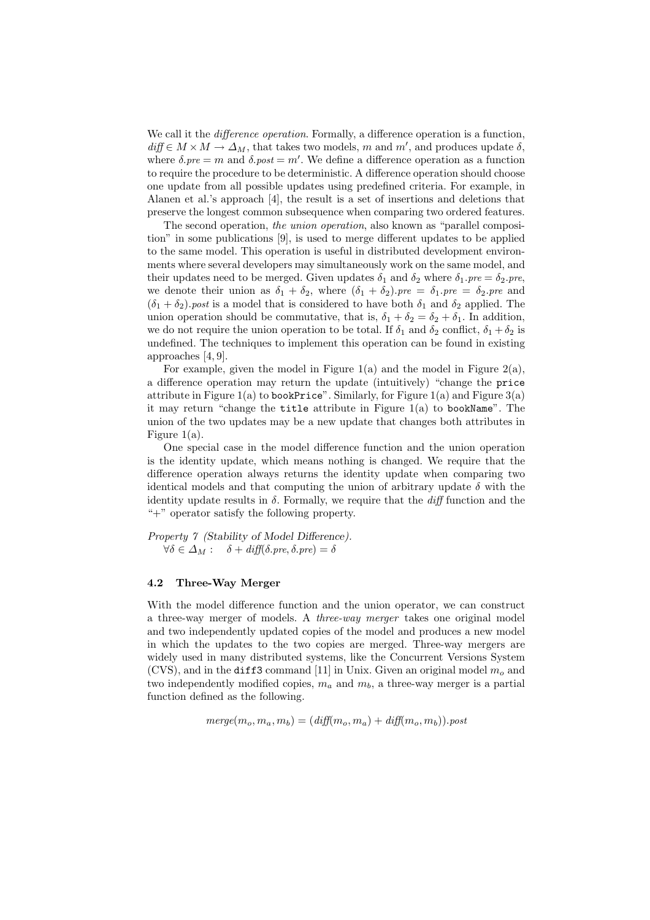We call it the *difference operation*. Formally, a difference operation is a function, $diff \in M \times M \rightarrow \Delta_M$, that takes two models, $m$ and $m'$, and produces update $\delta$, where $\delta.pre = m$ and $\delta.post = m'$. We define a difference operation as a function to require the procedure to be deterministic. A difference operation should choose one update from all possible updates using predefined criteria. For example, in Alanen et al.'s approach [4], the result is a set of insertions and deletions that preserve the longest common subsequence when comparing two ordered features.

The second operation, *the union operation*, also known as "parallel composition" in some publications [9], is used to merge different updates to be applied to the same model. This operation is useful in distributed development environments where several developers may simultaneously work on the same model, and their updates need to be merged. Given updates $\delta_1$ and $\delta_2$ where $\delta_1.pre = \delta_2.pre$, we denote their union as $\delta_1 + \delta_2$, where $(\delta_1 + \delta_2).pre = \delta_1.pre = \delta_2.pre$ and $(\delta_1 + \delta_2).post$ is a model that is considered to have both $\delta_1$ and $\delta_2$ applied. The union operation should be commutative, that is, $\delta_1 + \delta_2 = \delta_2 + \delta_1$. In addition, we do not require the union operation to be total. If $\delta_1$ and $\delta_2$ conflict, $\delta_1 + \delta_2$ is undefined. The techniques to implement this operation can be found in existing approaches [4, 9].

For example, given the model in Figure 1(a) and the model in Figure 2(a), a difference operation may return the update (intuitively) "change the `price` attribute in Figure 1(a) to `bookPrice`". Similarly, for Figure 1(a) and Figure 3(a) it may return "change the `title` attribute in Figure 1(a) to `bookName`". The union of the two updates may be a new update that changes both attributes in Figure 1(a).

One special case in the model difference function and the union operation is the identity update, which means nothing is changed. We require that the difference operation always returns the identity update when comparing two identical models and that computing the union of arbitrary update $\delta$ with the identity update results in $\delta$. Formally, we require that the *diff* function and the "+" operator satisfy the following property.

*Property 7 (Stability of Model Difference).*
$\forall \delta \in \Delta_M : \quad \delta + diff(\delta.pre, \delta.pre) = \delta$

### 4.2 Three-Way Merger

With the model difference function and the union operator, we can construct a three-way merger of models. A *three-way merger* takes one original model and two independently updated copies of the model and produces a new model in which the updates to the two copies are merged. Three-way mergers are widely used in many distributed systems, like the Concurrent Versions System (CVS), and in the `diff3` command [11] in Unix. Given an original model $m_o$ and two independently modified copies, $m_a$ and $m_b$, a three-way merger is a partial function defined as the following.

$$merge(m_o, m_a, m_b) = (diff(m_o, m_a) + diff(m_o, m_b)).post$$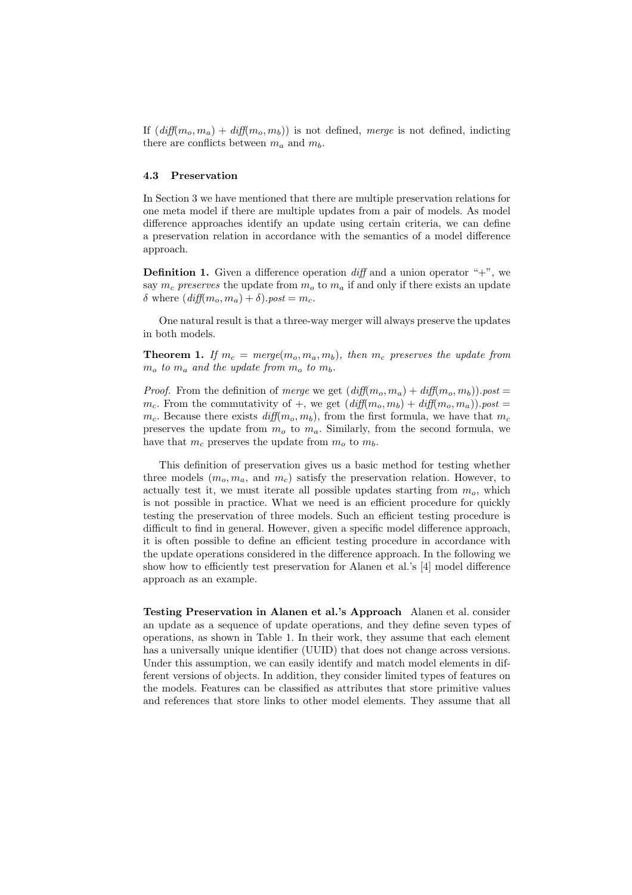If $(\mathit{diff}(m_o, m_a) + \mathit{diff}(m_o, m_b))$ is not defined, *merge* is not defined, indicting there are conflicts between $m_a$ and $m_b$.

### 4.3 Preservation

In Section 3 we have mentioned that there are multiple preservation relations for one meta model if there are multiple updates from a pair of models. As model difference approaches identify an update using certain criteria, we can define a preservation relation in accordance with the semantics of a model difference approach.

**Definition 1.** Given a difference operation *diff* and a union operator "+", we say $m_c$ *preserves* the update from $m_o$ to $m_a$ if and only if there exists an update $\delta$ where $(\mathit{diff}(m_o, m_a) + \delta).\mathit{post} = m_c$.

One natural result is that a three-way merger will always preserve the updates in both models.

**Theorem 1.** *If $m_c = \mathit{merge}(m_o, m_a, m_b)$, then $m_c$ preserves the update from $m_o$ to $m_a$ and the update from $m_o$ to $m_b$.*

*Proof.* From the definition of *merge* we get $(\mathit{diff}(m_o, m_a) + \mathit{diff}(m_o, m_b)).\mathit{post} = m_c$. From the commutativity of +, we get $(\mathit{diff}(m_o, m_b) + \mathit{diff}(m_o, m_a)).\mathit{post} = m_c$. Because there exists $\mathit{diff}(m_o, m_b)$, from the first formula, we have that $m_c$ preserves the update from $m_o$ to $m_a$. Similarly, from the second formula, we have that $m_c$ preserves the update from $m_o$ to $m_b$.

This definition of preservation gives us a basic method for testing whether three models ($m_o, m_a$, and $m_c$) satisfy the preservation relation. However, to actually test it, we must iterate all possible updates starting from $m_o$, which is not possible in practice. What we need is an efficient procedure for quickly testing the preservation of three models. Such an efficient testing procedure is difficult to find in general. However, given a specific model difference approach, it is often possible to define an efficient testing procedure in accordance with the update operations considered in the difference approach. In the following we show how to efficiently test preservation for Alanen et al.'s [4] model difference approach as an example.

**Testing Preservation in Alanen et al.'s Approach** Alanen et al. consider an update as a sequence of update operations, and they define seven types of operations, as shown in Table 1. In their work, they assume that each element has a universally unique identifier (UUID) that does not change across versions. Under this assumption, we can easily identify and match model elements in different versions of objects. In addition, they consider limited types of features on the models. Features can be classified as attributes that store primitive values and references that store links to other model elements. They assume that all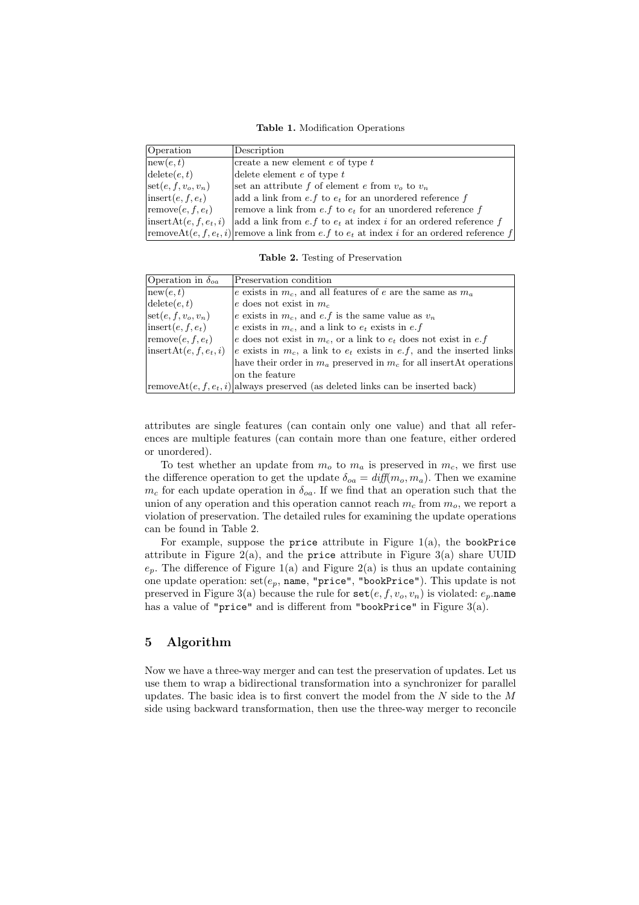**Table 1.** Modification Operations

| Operation | Description |
| --- | --- |
| $\text{new}(e, t)$ | create a new element $e$ of type $t$ |
| $\text{delete}(e, t)$ | delete element $e$ of type $t$ |
| $\text{set}(e, f, v_o, v_n)$ | set an attribute $f$ of element $e$ from $v_o$ to $v_n$ |
| $\text{insert}(e, f, e_t)$ | add a link from $e.f$ to $e_t$ for an unordered reference $f$ |
| $\text{remove}(e, f, e_t)$ | remove a link from $e.f$ to $e_t$ for an unordered reference $f$ |
| $\text{insertAt}(e, f, e_t, i)$ | add a link from $e.f$ to $e_t$ at index $i$ for an ordered reference $f$ |
| $\text{removeAt}(e, f, e_t, i)$ | remove a link from $e.f$ to $e_t$ at index $i$ for an ordered reference $f$ |

**Table 2.** Testing of Preservation

| Operation in $\delta_{oa}$ | Preservation condition |
| --- | --- |
| $\text{new}(e, t)$ | $e$ exists in $m_c$, and all features of $e$ are the same as $m_a$ |
| $\text{delete}(e, t)$ | $e$ does not exist in $m_c$ |
| $\text{set}(e, f, v_o, v_n)$ | $e$ exists in $m_c$, and $e.f$ is the same value as $v_n$ |
| $\text{insert}(e, f, e_t)$ | $e$ exists in $m_c$, and a link to $e_t$ exists in $e.f$ |
| $\text{remove}(e, f, e_t)$ | $e$ does not exist in $m_c$, or a link to $e_t$ does not exist in $e.f$ |
| $\text{insertAt}(e, f, e_t, i)$ | $e$ exists in $m_c$, a link to $e_t$ exists in $e.f$, and the inserted links have their order in $m_a$ preserved in $m_c$ for all insertAt operations on the feature |
| $\text{removeAt}(e, f, e_t, i)$ | always preserved (as deleted links can be inserted back) |

attributes are single features (can contain only one value) and that all references are multiple features (can contain more than one feature, either ordered or unordered).

To test whether an update from $m_o$ to $m_a$ is preserved in $m_c$, we first use the difference operation to get the update $\delta_{oa} = \mathit{diff}(m_o, m_a)$. Then we examine $m_c$ for each update operation in $\delta_{oa}$. If we find that an operation such that the union of any operation and this operation cannot reach $m_c$ from $m_o$, we report a violation of preservation. The detailed rules for examining the update operations can be found in Table 2.

For example, suppose the `price` attribute in Figure 1(a), the `bookPrice` attribute in Figure 2(a), and the `price` attribute in Figure 3(a) share UUID $e_p$. The difference of Figure 1(a) and Figure 2(a) is thus an update containing one update operation: $\text{set}(e_p,$ `name`, `"price"`, `"bookPrice"`). This update is not preserved in Figure 3(a) because the rule for `set`$(e, f, v_o, v_n)$ is violated: $e_p$.`name` has a value of `"price"` and is different from `"bookPrice"` in Figure 3(a).

## 5 Algorithm

Now we have a three-way merger and can test the preservation of updates. Let us use them to wrap a bidirectional transformation into a synchronizer for parallel updates. The basic idea is to first convert the model from the $N$ side to the $M$ side using backward transformation, then use the three-way merger to reconcile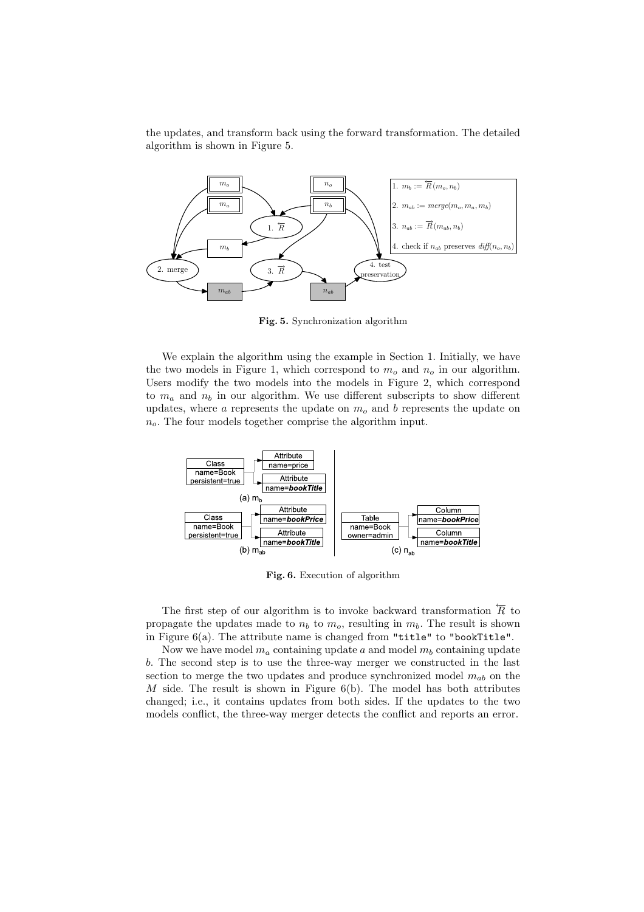the updates, and transform back using the forward transformation. The detailed algorithm is shown in Figure 5.

1. $m_b := \overleftarrow{R}(m_o, n_b)$

2. $m_{ab} := merge(m_o, m_a, m_b)$

3. $n_{ab} := \overrightarrow{R}(m_{ab}, n_b)$

4. check if $n_{ab}$ preserves $diff(n_o, n_b)$

**Fig. 5.** Synchronization algorithm

We explain the algorithm using the example in Section 1. Initially, we have the two models in Figure 1, which correspond to $m_o$ and $n_o$ in our algorithm. Users modify the two models into the models in Figure 2, which correspond to $m_a$ and $n_b$ in our algorithm. We use different subscripts to show different updates, where $a$ represents the update on $m_o$ and $b$ represents the update on $n_o$. The four models together comprise the algorithm input.

**Fig. 6.** Execution of algorithm

The first step of our algorithm is to invoke backward transformation $\overleftarrow{R}$ to propagate the updates made to $n_b$ to $m_o$, resulting in $m_b$. The result is shown in Figure 6(a). The attribute name is changed from `"title"` to `"bookTitle"`.

Now we have model $m_a$ containing update $a$ and model $m_b$ containing update $b$. The second step is to use the three-way merger we constructed in the last section to merge the two updates and produce synchronized model $m_{ab}$ on the $M$ side. The result is shown in Figure 6(b). The model has both attributes changed; i.e., it contains updates from both sides. If the updates to the two models conflict, the three-way merger detects the conflict and reports an error.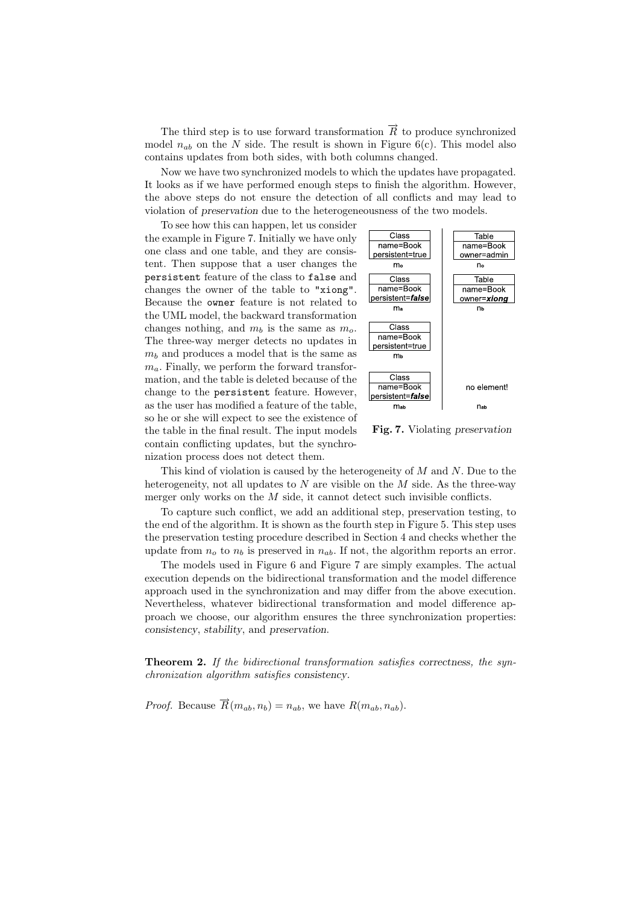The third step is to use forward transformation $\overrightarrow{R}$ to produce synchronized model $n_{ab}$ on the $N$ side. The result is shown in Figure 6(c). This model also contains updates from both sides, with both columns changed.

Now we have two synchronized models to which the updates have propagated. It looks as if we have performed enough steps to finish the algorithm. However, the above steps do not ensure the detection of all conflicts and may lead to violation of *preservation* due to the heterogeneousness of the two models.

To see how this can happen, let us consider the example in Figure 7. Initially we have only one class and one table, and they are consistent. Then suppose that a user changes the `persistent` feature of the class to `false` and changes the owner of the table to `"xiong"`. Because the `owner` feature is not related to the UML model, the backward transformation changes nothing, and $m_b$ is the same as $m_o$. The three-way merger detects no updates in $m_b$ and produces a model that is the same as $m_a$. Finally, we perform the forward transformation, and the table is deleted because of the change to the `persistent` feature. However, as the user has modified a feature of the table, so he or she will expect to see the existence of the table in the final result. The input models contain conflicting updates, but the synchronization process does not detect them.

| Class<br>name=Book<br>persistent=true<br>$m_o$ | Table<br>name=Book<br>owner=admin<br>$n_o$ |
|---|---|
| Class<br>name=Book<br>persistent=***false***<br>$m_a$ | Table<br>name=Book<br>owner=***xiong***<br>$n_b$ |
| Class<br>name=Book<br>persistent=true<br>$m_b$ | |
| Class<br>name=Book<br>persistent=***false***<br>$m_{ab}$ | no element!<br>$n_{ab}$ |

**Fig. 7.** Violating *preservation*

This kind of violation is caused by the heterogeneity of $M$ and $N$. Due to the heterogeneity, not all updates to $N$ are visible on the $M$ side. As the three-way merger only works on the $M$ side, it cannot detect such invisible conflicts.

To capture such conflict, we add an additional step, preservation testing, to the end of the algorithm. It is shown as the fourth step in Figure 5. This step uses the preservation testing procedure described in Section 4 and checks whether the update from $n_o$ to $n_b$ is preserved in $n_{ab}$. If not, the algorithm reports an error.

The models used in Figure 6 and Figure 7 are simply examples. The actual execution depends on the bidirectional transformation and the model difference approach used in the synchronization and may differ from the above execution. Nevertheless, whatever bidirectional transformation and model difference approach we choose, our algorithm ensures the three synchronization properties: *consistency*, *stability*, and *preservation*.

**Theorem 2.** *If the bidirectional transformation satisfies* correctness*, the synchronization algorithm satisfies* consistency*.*

*Proof.* Because $\overrightarrow{R}(m_{ab}, n_b) = n_{ab}$, we have $R(m_{ab}, n_{ab})$.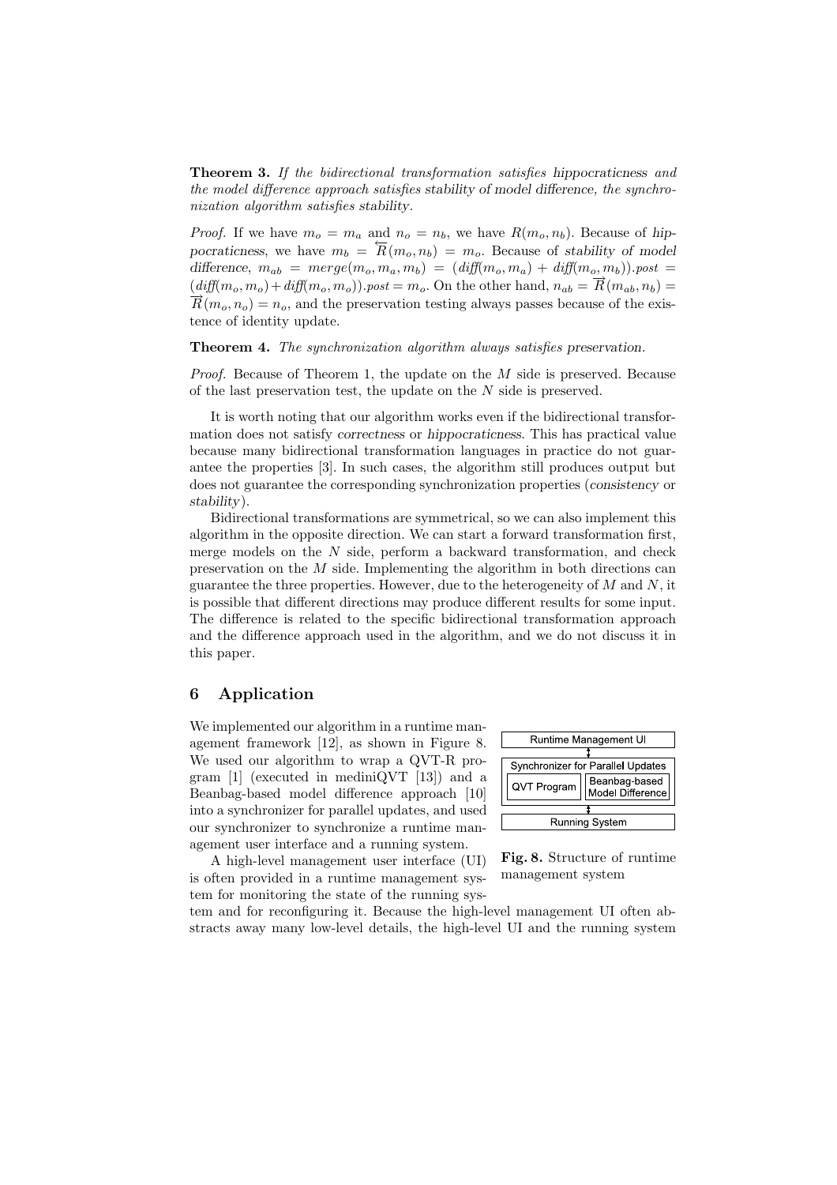**Theorem 3.** *If the bidirectional transformation satisfies hippocraticness and the model difference approach satisfies stability of model difference, the synchronization algorithm satisfies stability.*

*Proof.* If we have $m_o = m_a$ and $n_o = n_b$, we have $R(m_o, n_b)$. Because of *hippocraticness*, we have $m_b = \overleftarrow{R}(m_o, n_b) = m_o$. Because of *stability of model difference*, $m_{ab} = merge(m_o, m_a, m_b) = (diff(m_o, m_a) + diff(m_o, m_b)).post = (diff(m_o, m_o) + diff(m_o, m_o)).post = m_o$. On the other hand, $n_{ab} = \overrightarrow{R}(m_{ab}, n_b) = \overrightarrow{R}(m_o, n_o) = n_o$, and the preservation testing always passes because of the existence of identity update.

**Theorem 4.** *The synchronization algorithm always satisfies preservation.*

*Proof.* Because of Theorem 1, the update on the $M$ side is preserved. Because of the last preservation test, the update on the $N$ side is preserved.

It is worth noting that our algorithm works even if the bidirectional transformation does not satisfy *correctness* or *hippocraticness*. This has practical value because many bidirectional transformation languages in practice do not guarantee the properties [3]. In such cases, the algorithm still produces output but does not guarantee the corresponding synchronization properties (*consistency* or *stability*).

Bidirectional transformations are symmetrical, so we can also implement this algorithm in the opposite direction. We can start a forward transformation first, merge models on the $N$ side, perform a backward transformation, and check preservation on the $M$ side. Implementing the algorithm in both directions can guarantee the three properties. However, due to the heterogeneity of $M$ and $N$, it is possible that different directions may produce different results for some input. The difference is related to the specific bidirectional transformation approach and the difference approach used in the algorithm, and we do not discuss it in this paper.

## 6 Application

We implemented our algorithm in a runtime management framework [12], as shown in Figure 8. We used our algorithm to wrap a QVT-R program [1] (executed in mediniQVT [13]) and a Beanbag-based model difference approach [10] into a synchronizer for parallel updates, and used our synchronizer to synchronize a runtime management user interface and a running system.

| Runtime Management UI | |
|---|---|
| Synchronizer for Parallel Updates | |
| QVT Program | Beanbag-based Model Difference |
| Running System | |

**Fig. 8.** Structure of runtime management system

A high-level management user interface (UI) is often provided in a runtime management system for monitoring the state of the running system and for reconfiguring it. Because the high-level management UI often abstracts away many low-level details, the high-level UI and the running system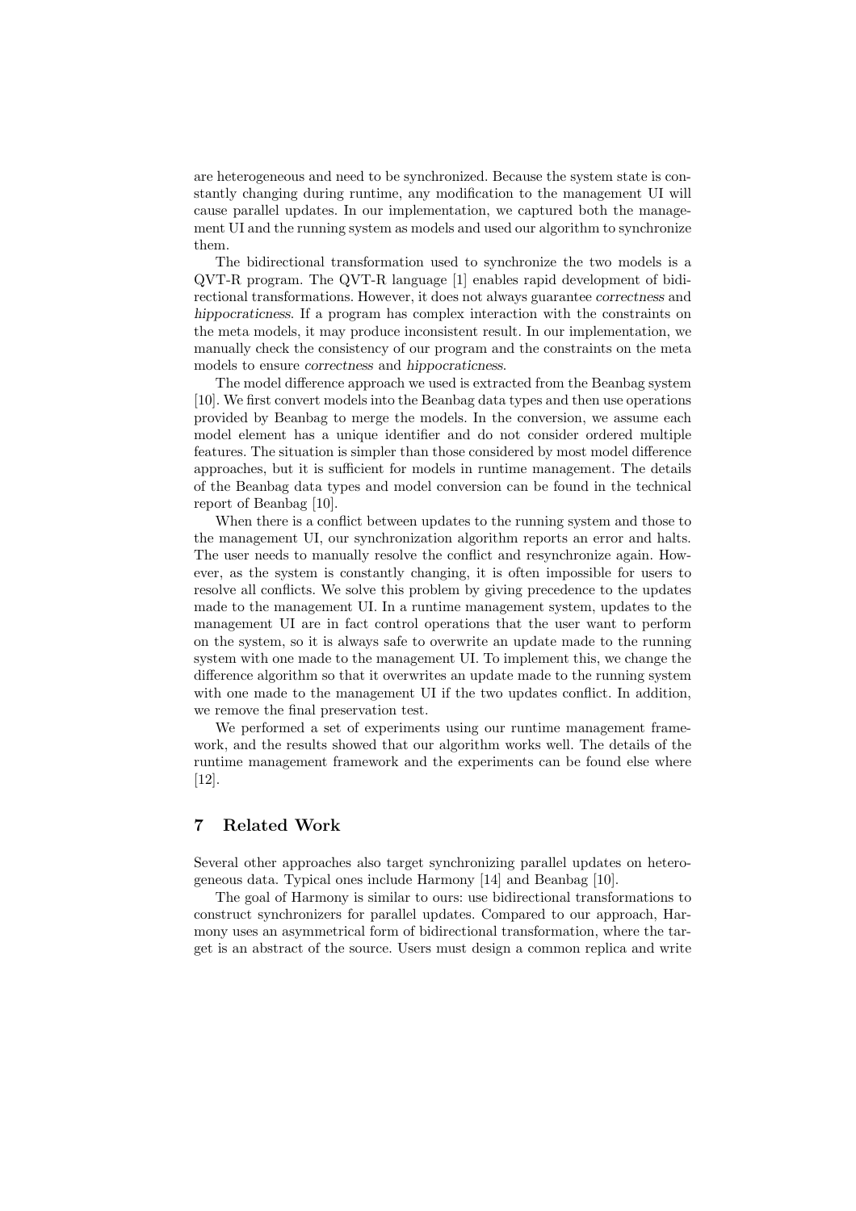are heterogeneous and need to be synchronized. Because the system state is constantly changing during runtime, any modification to the management UI will cause parallel updates. In our implementation, we captured both the management UI and the running system as models and used our algorithm to synchronize them.

The bidirectional transformation used to synchronize the two models is a QVT-R program. The QVT-R language [1] enables rapid development of bidirectional transformations. However, it does not always guarantee *correctness* and *hippocraticness*. If a program has complex interaction with the constraints on the meta models, it may produce inconsistent result. In our implementation, we manually check the consistency of our program and the constraints on the meta models to ensure *correctness* and *hippocraticness*.

The model difference approach we used is extracted from the Beanbag system [10]. We first convert models into the Beanbag data types and then use operations provided by Beanbag to merge the models. In the conversion, we assume each model element has a unique identifier and do not consider ordered multiple features. The situation is simpler than those considered by most model difference approaches, but it is sufficient for models in runtime management. The details of the Beanbag data types and model conversion can be found in the technical report of Beanbag [10].

When there is a conflict between updates to the running system and those to the management UI, our synchronization algorithm reports an error and halts. The user needs to manually resolve the conflict and resynchronize again. However, as the system is constantly changing, it is often impossible for users to resolve all conflicts. We solve this problem by giving precedence to the updates made to the management UI. In a runtime management system, updates to the management UI are in fact control operations that the user want to perform on the system, so it is always safe to overwrite an update made to the running system with one made to the management UI. To implement this, we change the difference algorithm so that it overwrites an update made to the running system with one made to the management UI if the two updates conflict. In addition, we remove the final preservation test.

We performed a set of experiments using our runtime management framework, and the results showed that our algorithm works well. The details of the runtime management framework and the experiments can be found else where [12].

## 7 Related Work

Several other approaches also target synchronizing parallel updates on heterogeneous data. Typical ones include Harmony [14] and Beanbag [10].

The goal of Harmony is similar to ours: use bidirectional transformations to construct synchronizers for parallel updates. Compared to our approach, Harmony uses an asymmetrical form of bidirectional transformation, where the target is an abstract of the source. Users must design a common replica and write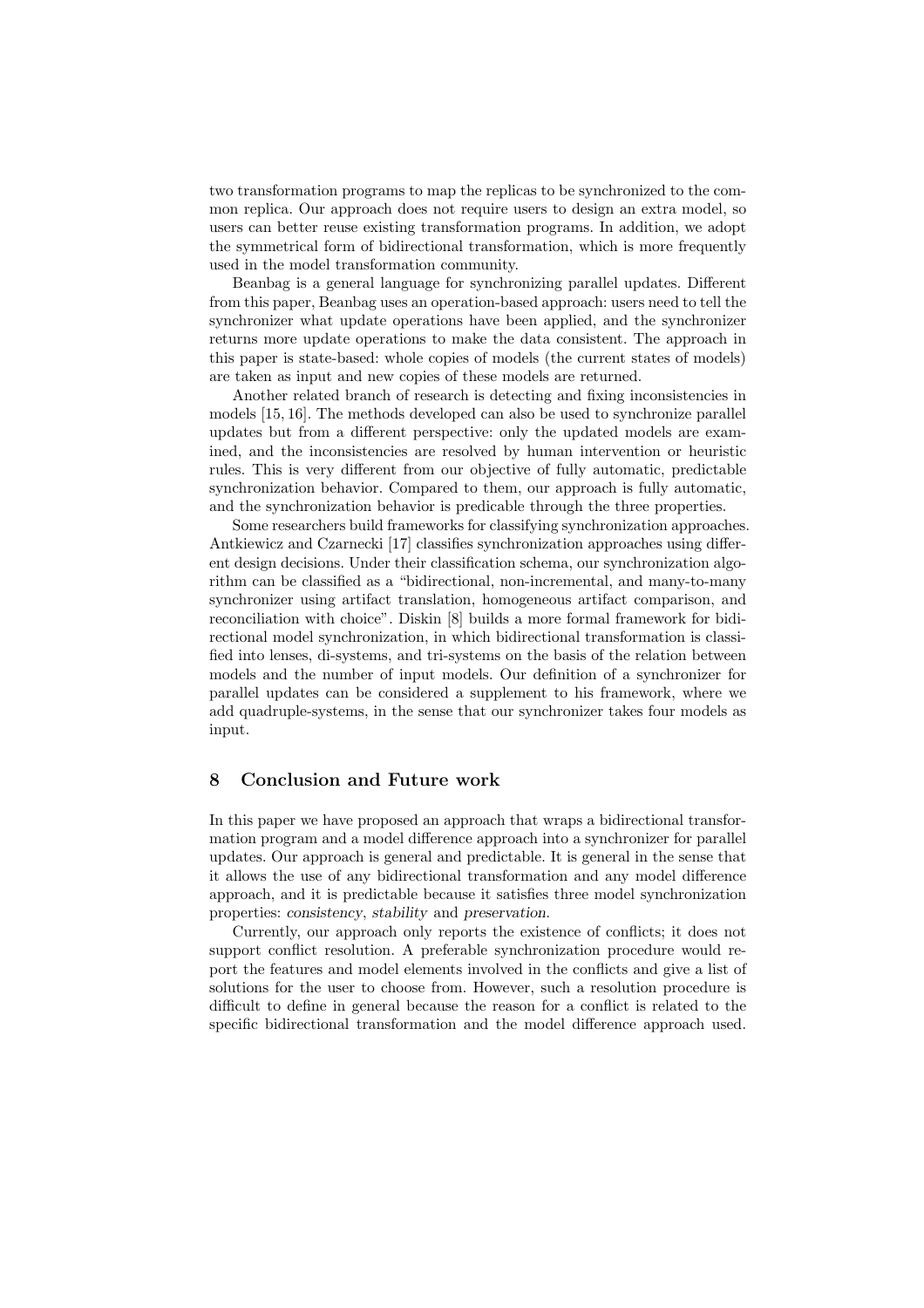two transformation programs to map the replicas to be synchronized to the common replica. Our approach does not require users to design an extra model, so users can better reuse existing transformation programs. In addition, we adopt the symmetrical form of bidirectional transformation, which is more frequently used in the model transformation community.

Beanbag is a general language for synchronizing parallel updates. Different from this paper, Beanbag uses an operation-based approach: users need to tell the synchronizer what update operations have been applied, and the synchronizer returns more update operations to make the data consistent. The approach in this paper is state-based: whole copies of models (the current states of models) are taken as input and new copies of these models are returned.

Another related branch of research is detecting and fixing inconsistencies in models [15, 16]. The methods developed can also be used to synchronize parallel updates but from a different perspective: only the updated models are examined, and the inconsistencies are resolved by human intervention or heuristic rules. This is very different from our objective of fully automatic, predictable synchronization behavior. Compared to them, our approach is fully automatic, and the synchronization behavior is predicable through the three properties.

Some researchers build frameworks for classifying synchronization approaches. Antkiewicz and Czarnecki [17] classifies synchronization approaches using different design decisions. Under their classification schema, our synchronization algorithm can be classified as a "bidirectional, non-incremental, and many-to-many synchronizer using artifact translation, homogeneous artifact comparison, and reconciliation with choice". Diskin [8] builds a more formal framework for bidirectional model synchronization, in which bidirectional transformation is classified into lenses, di-systems, and tri-systems on the basis of the relation between models and the number of input models. Our definition of a synchronizer for parallel updates can be considered a supplement to his framework, where we add quadruple-systems, in the sense that our synchronizer takes four models as input.

## 8 Conclusion and Future work

In this paper we have proposed an approach that wraps a bidirectional transformation program and a model difference approach into a synchronizer for parallel updates. Our approach is general and predictable. It is general in the sense that it allows the use of any bidirectional transformation and any model difference approach, and it is predictable because it satisfies three model synchronization properties: *consistency*, *stability* and *preservation*.

Currently, our approach only reports the existence of conflicts; it does not support conflict resolution. A preferable synchronization procedure would report the features and model elements involved in the conflicts and give a list of solutions for the user to choose from. However, such a resolution procedure is difficult to define in general because the reason for a conflict is related to the specific bidirectional transformation and the model difference approach used.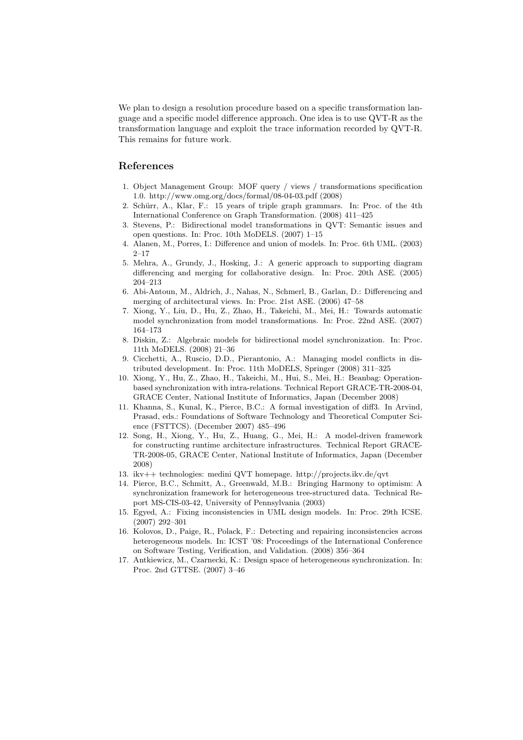We plan to design a resolution procedure based on a specific transformation language and a specific model difference approach. One idea is to use QVT-R as the transformation language and exploit the trace information recorded by QVT-R. This remains for future work.

## References

1. Object Management Group: MOF query / views / transformations specification 1.0. http://www.omg.org/docs/formal/08-04-03.pdf (2008)
2. Schürr, A., Klar, F.: 15 years of triple graph grammars. In: Proc. of the 4th International Conference on Graph Transformation. (2008) 411–425
3. Stevens, P.: Bidirectional model transformations in QVT: Semantic issues and open questions. In: Proc. 10th MoDELS. (2007) 1–15
4. Alanen, M., Porres, I.: Difference and union of models. In: Proc. 6th UML. (2003) 2–17
5. Mehra, A., Grundy, J., Hosking, J.: A generic approach to supporting diagram differencing and merging for collaborative design. In: Proc. 20th ASE. (2005) 204–213
6. Abi-Antoun, M., Aldrich, J., Nahas, N., Schmerl, B., Garlan, D.: Differencing and merging of architectural views. In: Proc. 21st ASE. (2006) 47–58
7. Xiong, Y., Liu, D., Hu, Z., Zhao, H., Takeichi, M., Mei, H.: Towards automatic model synchronization from model transformations. In: Proc. 22nd ASE. (2007) 164–173
8. Diskin, Z.: Algebraic models for bidirectional model synchronization. In: Proc. 11th MoDELS. (2008) 21–36
9. Cicchetti, A., Ruscio, D.D., Pierantonio, A.: Managing model conflicts in distributed development. In: Proc. 11th MoDELS, Springer (2008) 311–325
10. Xiong, Y., Hu, Z., Zhao, H., Takeichi, M., Hui, S., Mei, H.: Beanbag: Operation-based synchronization with intra-relations. Technical Report GRACE-TR-2008-04, GRACE Center, National Institute of Informatics, Japan (December 2008)
11. Khanna, S., Kunal, K., Pierce, B.C.: A formal investigation of diff3. In Arvind, Prasad, eds.: Foundations of Software Technology and Theoretical Computer Science (FSTTCS). (December 2007) 485–496
12. Song, H., Xiong, Y., Hu, Z., Huang, G., Mei, H.: A model-driven framework for constructing runtime architecture infrastructures. Technical Report GRACE-TR-2008-05, GRACE Center, National Institute of Informatics, Japan (December 2008)
13. ikv++ technologies: medini QVT homepage. http://projects.ikv.de/qvt
14. Pierce, B.C., Schmitt, A., Greenwald, M.B.: Bringing Harmony to optimism: A synchronization framework for heterogeneous tree-structured data. Technical Report MS-CIS-03-42, University of Pennsylvania (2003)
15. Egyed, A.: Fixing inconsistencies in UML design models. In: Proc. 29th ICSE. (2007) 292–301
16. Kolovos, D., Paige, R., Polack, F.: Detecting and repairing inconsistencies across heterogeneous models. In: ICST '08: Proceedings of the International Conference on Software Testing, Verification, and Validation. (2008) 356–364
17. Antkiewicz, M., Czarnecki, K.: Design space of heterogeneous synchronization. In: Proc. 2nd GTTSE. (2007) 3–46